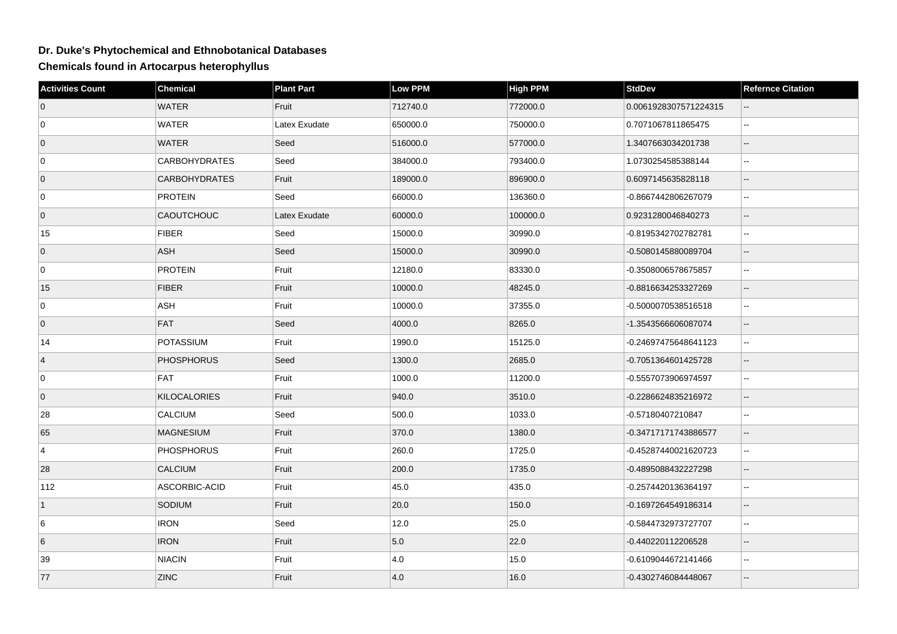# Dr. Duke's Phytochemical and Ethnobotanical Databases

## Chemicals found in Artocarpus heterophyllus

| Activities Count | Chemical | Plant Part | Low PPM | High PPM | StdDev | Refernce Citation |
|---|---|---|---|---|---|---|
| 0 | WATER | Fruit | 712740.0 | 772000.0 | 0.0061928307571224315 | -- |
| 0 | WATER | Latex Exudate | 650000.0 | 750000.0 | 0.7071067811865475 | -- |
| 0 | WATER | Seed | 516000.0 | 577000.0 | 1.3407663034201738 | -- |
| 0 | CARBOHYDRATES | Seed | 384000.0 | 793400.0 | 1.0730254585388144 | -- |
| 0 | CARBOHYDRATES | Fruit | 189000.0 | 896900.0 | 0.6097145635828118 | -- |
| 0 | PROTEIN | Seed | 66000.0 | 136360.0 | -0.8667442806267079 | -- |
| 0 | CAOUTCHOUC | Latex Exudate | 60000.0 | 100000.0 | 0.9231280046840273 | -- |
| 15 | FIBER | Seed | 15000.0 | 30990.0 | -0.8195342702782781 | -- |
| 0 | ASH | Seed | 15000.0 | 30990.0 | -0.5080145880089704 | -- |
| 0 | PROTEIN | Fruit | 12180.0 | 83330.0 | -0.3508006578675857 | -- |
| 15 | FIBER | Fruit | 10000.0 | 48245.0 | -0.8816634253327269 | -- |
| 0 | ASH | Fruit | 10000.0 | 37355.0 | -0.5000070538516518 | -- |
| 0 | FAT | Seed | 4000.0 | 8265.0 | -1.3543566606087074 | -- |
| 14 | POTASSIUM | Fruit | 1990.0 | 15125.0 | -0.24697475648641123 | -- |
| 4 | PHOSPHORUS | Seed | 1300.0 | 2685.0 | -0.7051364601425728 | -- |
| 0 | FAT | Fruit | 1000.0 | 11200.0 | -0.5557073906974597 | -- |
| 0 | KILOCALORIES | Fruit | 940.0 | 3510.0 | -0.2286624835216972 | -- |
| 28 | CALCIUM | Seed | 500.0 | 1033.0 | -0.57180407210847 | -- |
| 65 | MAGNESIUM | Fruit | 370.0 | 1380.0 | -0.34717171743886577 | -- |
| 4 | PHOSPHORUS | Fruit | 260.0 | 1725.0 | -0.45287440021620723 | -- |
| 28 | CALCIUM | Fruit | 200.0 | 1735.0 | -0.4895088432227298 | -- |
| 112 | ASCORBIC-ACID | Fruit | 45.0 | 435.0 | -0.2574420136364197 | -- |
| 1 | SODIUM | Fruit | 20.0 | 150.0 | -0.1697264549186314 | -- |
| 6 | IRON | Seed | 12.0 | 25.0 | -0.5844732973727707 | -- |
| 6 | IRON | Fruit | 5.0 | 22.0 | -0.440220112206528 | -- |
| 39 | NIACIN | Fruit | 4.0 | 15.0 | -0.6109044672141466 | -- |
| 77 | ZINC | Fruit | 4.0 | 16.0 | -0.4302746084448067 | -- |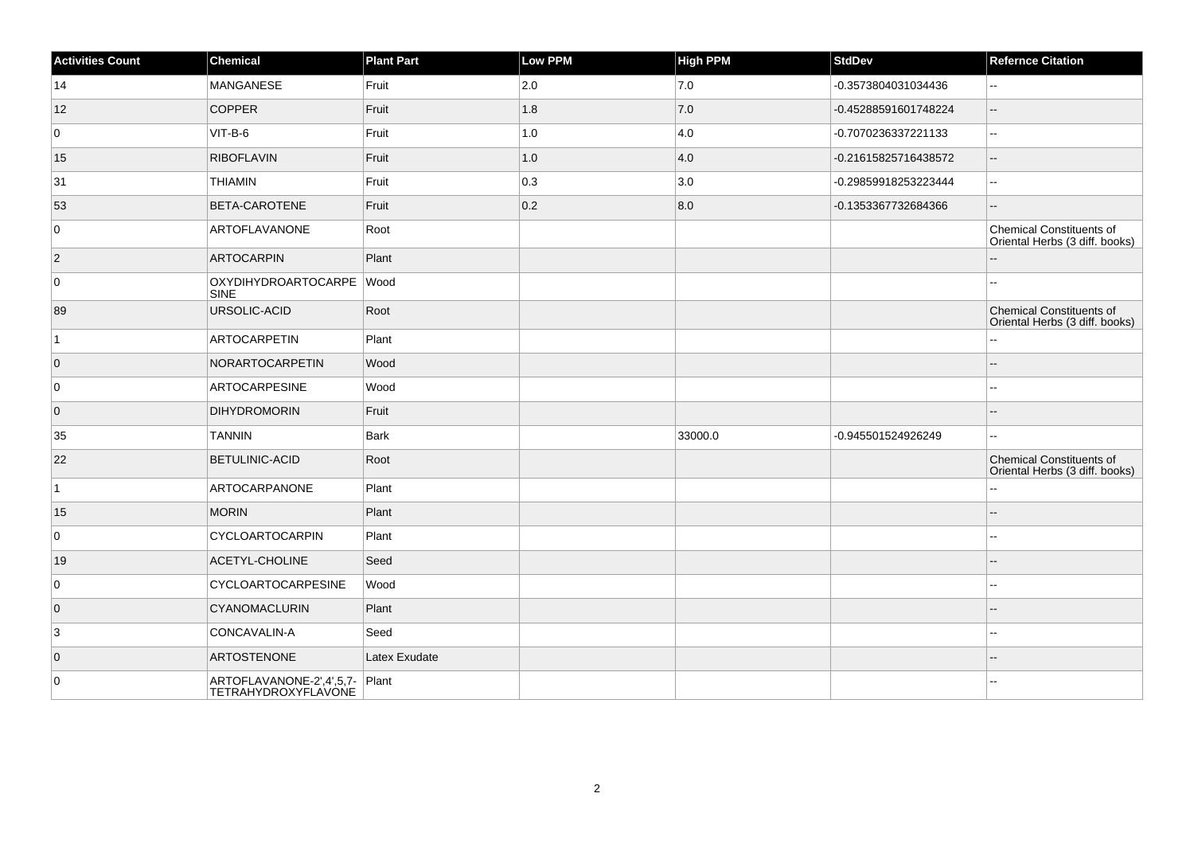| Activities Count | Chemical | Plant Part | Low PPM | High PPM | StdDev | Refernce Citation |
|---|---|---|---|---|---|---|
| 14 | MANGANESE | Fruit | 2.0 | 7.0 | -0.3573804031034436 | -- |
| 12 | COPPER | Fruit | 1.8 | 7.0 | -0.45288591601748224 | -- |
| 0 | VIT-B-6 | Fruit | 1.0 | 4.0 | -0.7070236337221133 | -- |
| 15 | RIBOFLAVIN | Fruit | 1.0 | 4.0 | -0.21615825716438572 | -- |
| 31 | THIAMIN | Fruit | 0.3 | 3.0 | -0.29859918253223444 | -- |
| 53 | BETA-CAROTENE | Fruit | 0.2 | 8.0 | -0.1353367732684366 | -- |
| 0 | ARTOFLAVANONE | Root | | | | Chemical Constituents of Oriental Herbs (3 diff. books) |
| 2 | ARTOCARPIN | Plant | | | | -- |
| 0 | OXYDIHYDROARTOCARPESINE | Wood | | | | -- |
| 89 | URSOLIC-ACID | Root | | | | Chemical Constituents of Oriental Herbs (3 diff. books) |
| 1 | ARTOCARPETIN | Plant | | | | -- |
| 0 | NORARTOCARPETIN | Wood | | | | -- |
| 0 | ARTOCARPESINE | Wood | | | | -- |
| 0 | DIHYDROMORIN | Fruit | | | | -- |
| 35 | TANNIN | Bark | | 33000.0 | -0.945501524926249 | -- |
| 22 | BETULINIC-ACID | Root | | | | Chemical Constituents of Oriental Herbs (3 diff. books) |
| 1 | ARTOCARPANONE | Plant | | | | -- |
| 15 | MORIN | Plant | | | | -- |
| 0 | CYCLOARTOCARPIN | Plant | | | | -- |
| 19 | ACETYL-CHOLINE | Seed | | | | -- |
| 0 | CYCLOARTOCARPESINE | Wood | | | | -- |
| 0 | CYANOMACLURIN | Plant | | | | -- |
| 3 | CONCAVALIN-A | Seed | | | | -- |
| 0 | ARTOSTENONE | Latex Exudate | | | | -- |
| 0 | ARTOFLAVANONE-2',4',5,7-TETRAHYDROXYFLAVONE | Plant | | | | -- |